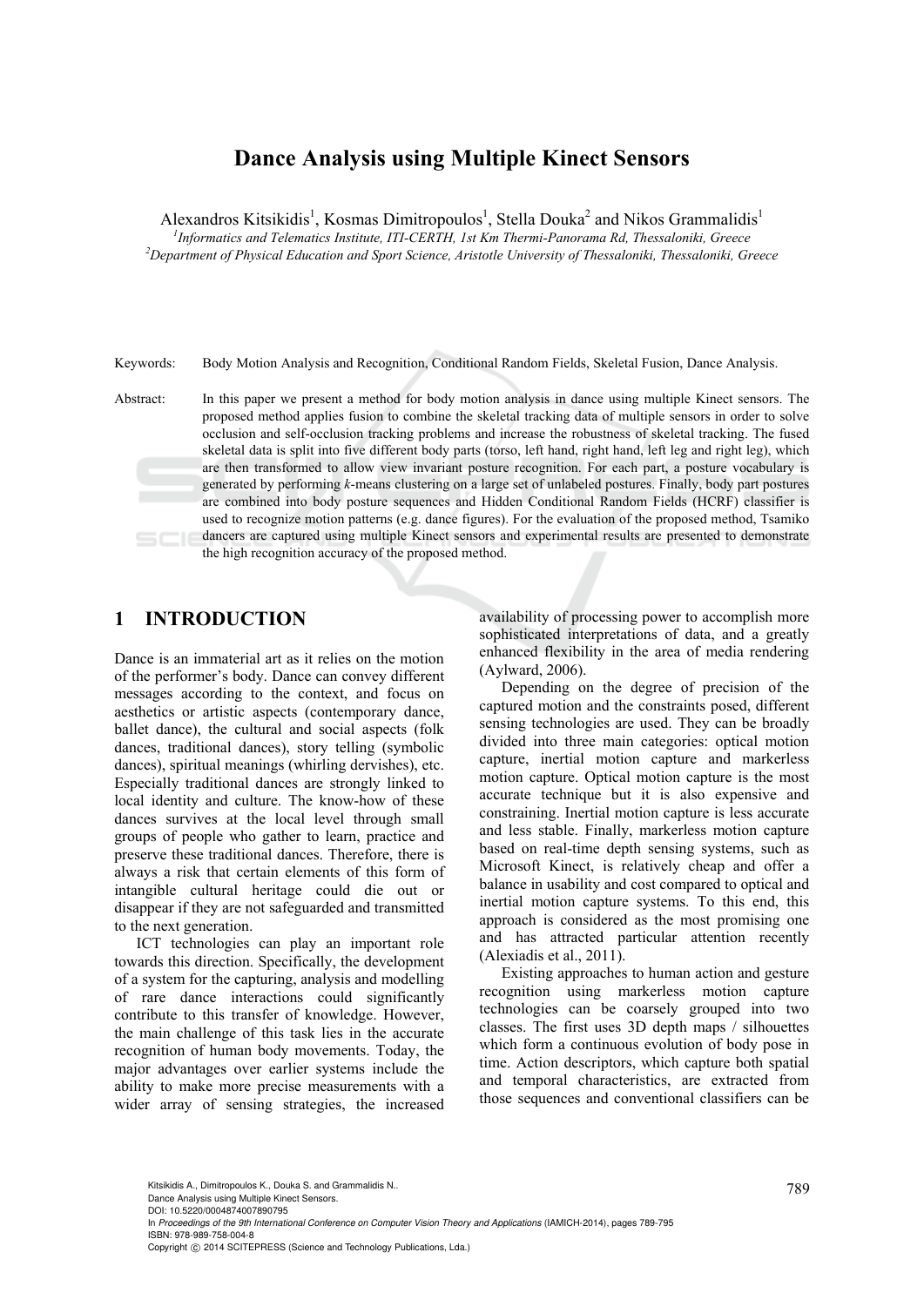# Dance Analysis using Multiple Kinect Sensors

Alexandros Kitsikidis[1], Kosmas Dimitropoulos[1], Stella Douka[2] and Nikos Grammalidis[1]

[1]Informatics and Telematics Institute, ITI-CERTH, 1st Km Thermi-Panorama Rd, Thessaloniki, Greece
[2]Department of Physical Education and Sport Science, Aristotle University of Thessaloniki, Thessaloniki, Greece

Keywords: Body Motion Analysis and Recognition, Conditional Random Fields, Skeletal Fusion, Dance Analysis.

Abstract: In this paper we present a method for body motion analysis in dance using multiple Kinect sensors. The proposed method applies fusion to combine the skeletal tracking data of multiple sensors in order to solve occlusion and self-occlusion tracking problems and increase the robustness of skeletal tracking. The fused skeletal data is split into five different body parts (torso, left hand, right hand, left leg and right leg), which are then transformed to allow view invariant posture recognition. For each part, a posture vocabulary is generated by performing *k*-means clustering on a large set of unlabeled postures. Finally, body part postures are combined into body posture sequences and Hidden Conditional Random Fields (HCRF) classifier is used to recognize motion patterns (e.g. dance figures). For the evaluation of the proposed method, Tsamiko dancers are captured using multiple Kinect sensors and experimental results are presented to demonstrate the high recognition accuracy of the proposed method.

## 1 INTRODUCTION

Dance is an immaterial art as it relies on the motion of the performer's body. Dance can convey different messages according to the context, and focus on aesthetics or artistic aspects (contemporary dance, ballet dance), the cultural and social aspects (folk dances, traditional dances), story telling (symbolic dances), spiritual meanings (whirling dervishes), etc. Especially traditional dances are strongly linked to local identity and culture. The know-how of these dances survives at the local level through small groups of people who gather to learn, practice and preserve these traditional dances. Therefore, there is always a risk that certain elements of this form of intangible cultural heritage could die out or disappear if they are not safeguarded and transmitted to the next generation.

ICT technologies can play an important role towards this direction. Specifically, the development of a system for the capturing, analysis and modelling of rare dance interactions could significantly contribute to this transfer of knowledge. However, the main challenge of this task lies in the accurate recognition of human body movements. Today, the major advantages over earlier systems include the ability to make more precise measurements with a wider array of sensing strategies, the increased availability of processing power to accomplish more sophisticated interpretations of data, and a greatly enhanced flexibility in the area of media rendering (Aylward, 2006).

Depending on the degree of precision of the captured motion and the constraints posed, different sensing technologies are used. They can be broadly divided into three main categories: optical motion capture, inertial motion capture and markerless motion capture. Optical motion capture is the most accurate technique but it is also expensive and constraining. Inertial motion capture is less accurate and less stable. Finally, markerless motion capture based on real-time depth sensing systems, such as Microsoft Kinect, is relatively cheap and offer a balance in usability and cost compared to optical and inertial motion capture systems. To this end, this approach is considered as the most promising one and has attracted particular attention recently (Alexiadis et al., 2011).

Existing approaches to human action and gesture recognition using markerless motion capture technologies can be coarsely grouped into two classes. The first uses 3D depth maps / silhouettes which form a continuous evolution of body pose in time. Action descriptors, which capture both spatial and temporal characteristics, are extracted from those sequences and conventional classifiers can be

Kitsikidis A., Dimitropoulos K., Douka S. and Grammalidis N..
Dance Analysis using Multiple Kinect Sensors.
DOI: 10.5220/0004874007890795
In *Proceedings of the 9th International Conference on Computer Vision Theory and Applications* (IAMICH-2014), pages 789-795
ISBN: 978-989-758-004-8
Copyright © 2014 SCITEPRESS (Science and Technology Publications, Lda.)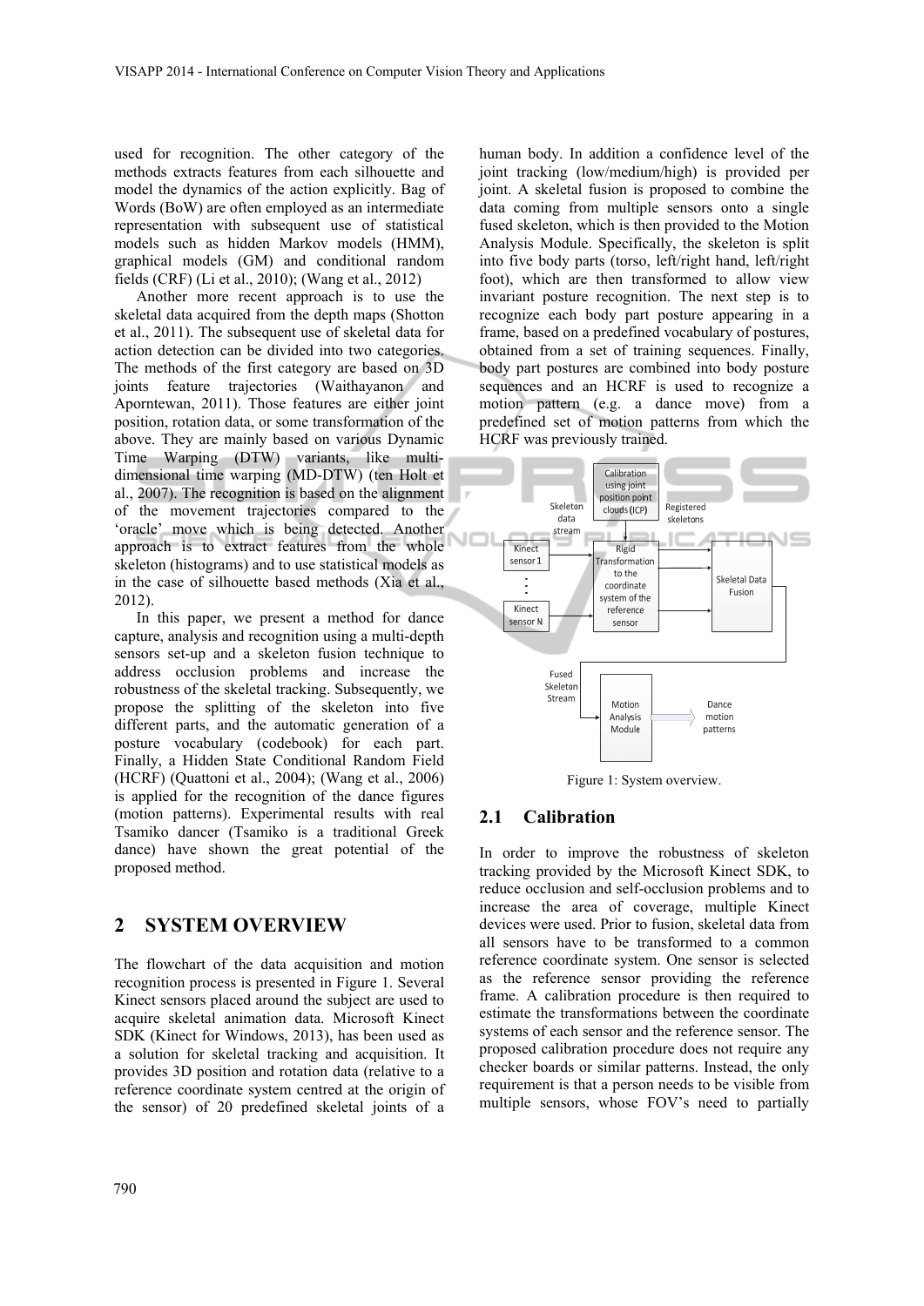used for recognition. The other category of the methods extracts features from each silhouette and model the dynamics of the action explicitly. Bag of Words (BoW) are often employed as an intermediate representation with subsequent use of statistical models such as hidden Markov models (HMM), graphical models (GM) and conditional random fields (CRF) (Li et al., 2010); (Wang et al., 2012)

Another more recent approach is to use the skeletal data acquired from the depth maps (Shotton et al., 2011). The subsequent use of skeletal data for action detection can be divided into two categories. The methods of the first category are based on 3D joints feature trajectories (Waithayanon and Aporntewan, 2011). Those features are either joint position, rotation data, or some transformation of the above. They are mainly based on various Dynamic Time Warping (DTW) variants, like multi-dimensional time warping (MD-DTW) (ten Holt et al., 2007). The recognition is based on the alignment of the movement trajectories compared to the 'oracle' move which is being detected. Another approach is to extract features from the whole skeleton (histograms) and to use statistical models as in the case of silhouette based methods (Xia et al., 2012).

In this paper, we present a method for dance capture, analysis and recognition using a multi-depth sensors set-up and a skeleton fusion technique to address occlusion problems and increase the robustness of the skeletal tracking. Subsequently, we propose the splitting of the skeleton into five different parts, and the automatic generation of a posture vocabulary (codebook) for each part. Finally, a Hidden State Conditional Random Field (HCRF) (Quattoni et al., 2004); (Wang et al., 2006) is applied for the recognition of the dance figures (motion patterns). Experimental results with real Tsamiko dancer (Tsamiko is a traditional Greek dance) have shown the great potential of the proposed method.

## 2 SYSTEM OVERVIEW

The flowchart of the data acquisition and motion recognition process is presented in Figure 1. Several Kinect sensors placed around the subject are used to acquire skeletal animation data. Microsoft Kinect SDK (Kinect for Windows, 2013), has been used as a solution for skeletal tracking and acquisition. It provides 3D position and rotation data (relative to a reference coordinate system centred at the origin of the sensor) of 20 predefined skeletal joints of a human body. In addition a confidence level of the joint tracking (low/medium/high) is provided per joint. A skeletal fusion is proposed to combine the data coming from multiple sensors onto a single fused skeleton, which is then provided to the Motion Analysis Module. Specifically, the skeleton is split into five body parts (torso, left/right hand, left/right foot), which are then transformed to allow view invariant posture recognition. The next step is to recognize each body part posture appearing in a frame, based on a predefined vocabulary of postures, obtained from a set of training sequences. Finally, body part postures are combined into body posture sequences and an HCRF is used to recognize a motion pattern (e.g. a dance move) from a predefined set of motion patterns from which the HCRF was previously trained.

Calibration using joint position point clouds (ICP) | Skeleton data stream | Registered skeletons | Kinect sensor 1 | Kinect sensor N | Rigid Transformation to the coordinate system of the reference sensor | Skeletal Data Fusion | Fused Skeleton Stream | Motion Analysis Module | Dance motion patterns

Figure 1: System overview.

### 2.1 Calibration

In order to improve the robustness of skeleton tracking provided by the Microsoft Kinect SDK, to reduce occlusion and self-occlusion problems and to increase the area of coverage, multiple Kinect devices were used. Prior to fusion, skeletal data from all sensors have to be transformed to a common reference coordinate system. One sensor is selected as the reference sensor providing the reference frame. A calibration procedure is then required to estimate the transformations between the coordinate systems of each sensor and the reference sensor. The proposed calibration procedure does not require any checker boards or similar patterns. Instead, the only requirement is that a person needs to be visible from multiple sensors, whose FOV's need to partially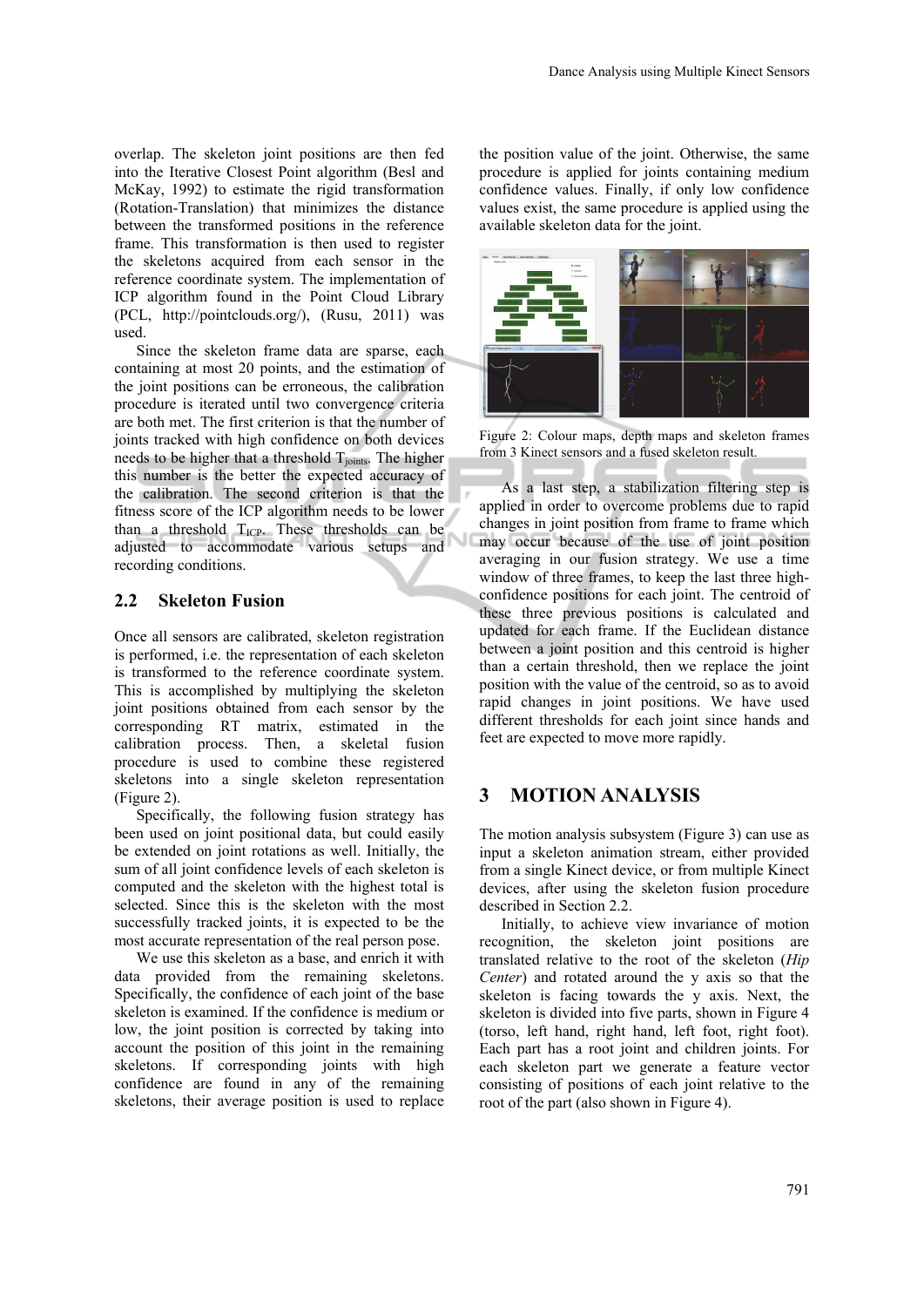overlap. The skeleton joint positions are then fed into the Iterative Closest Point algorithm (Besl and McKay, 1992) to estimate the rigid transformation (Rotation-Translation) that minimizes the distance between the transformed positions in the reference frame. This transformation is then used to register the skeletons acquired from each sensor in the reference coordinate system. The implementation of ICP algorithm found in the Point Cloud Library (PCL, http://pointclouds.org/), (Rusu, 2011) was used.

Since the skeleton frame data are sparse, each containing at most 20 points, and the estimation of the joint positions can be erroneous, the calibration procedure is iterated until two convergence criteria are both met. The first criterion is that the number of joints tracked with high confidence on both devices needs to be higher that a threshold $T_{joints}$. The higher this number is the better the expected accuracy of the calibration. The second criterion is that the fitness score of the ICP algorithm needs to be lower than a threshold $T_{ICP}$. These thresholds can be adjusted to accommodate various setups and recording conditions.

## 2.2 Skeleton Fusion

Once all sensors are calibrated, skeleton registration is performed, i.e. the representation of each skeleton is transformed to the reference coordinate system. This is accomplished by multiplying the skeleton joint positions obtained from each sensor by the corresponding RT matrix, estimated in the calibration process. Then, a skeletal fusion procedure is used to combine these registered skeletons into a single skeleton representation (Figure 2).

Specifically, the following fusion strategy has been used on joint positional data, but could easily be extended on joint rotations as well. Initially, the sum of all joint confidence levels of each skeleton is computed and the skeleton with the highest total is selected. Since this is the skeleton with the most successfully tracked joints, it is expected to be the most accurate representation of the real person pose.

We use this skeleton as a base, and enrich it with data provided from the remaining skeletons. Specifically, the confidence of each joint of the base skeleton is examined. If the confidence is medium or low, the joint position is corrected by taking into account the position of this joint in the remaining skeletons. If corresponding joints with high confidence are found in any of the remaining skeletons, their average position is used to replace the position value of the joint. Otherwise, the same procedure is applied for joints containing medium confidence values. Finally, if only low confidence values exist, the same procedure is applied using the available skeleton data for the joint.

Figure 2: Colour maps, depth maps and skeleton frames from 3 Kinect sensors and a fused skeleton result.

As a last step, a stabilization filtering step is applied in order to overcome problems due to rapid changes in joint position from frame to frame which may occur because of the use of joint position averaging in our fusion strategy. We use a time window of three frames, to keep the last three high-confidence positions for each joint. The centroid of these three previous positions is calculated and updated for each frame. If the Euclidean distance between a joint position and this centroid is higher than a certain threshold, then we replace the joint position with the value of the centroid, so as to avoid rapid changes in joint positions. We have used different thresholds for each joint since hands and feet are expected to move more rapidly.

# 3 MOTION ANALYSIS

The motion analysis subsystem (Figure 3) can use as input a skeleton animation stream, either provided from a single Kinect device, or from multiple Kinect devices, after using the skeleton fusion procedure described in Section 2.2.

Initially, to achieve view invariance of motion recognition, the skeleton joint positions are translated relative to the root of the skeleton (*Hip Center*) and rotated around the y axis so that the skeleton is facing towards the y axis. Next, the skeleton is divided into five parts, shown in Figure 4 (torso, left hand, right hand, left foot, right foot). Each part has a root joint and children joints. For each skeleton part we generate a feature vector consisting of positions of each joint relative to the root of the part (also shown in Figure 4).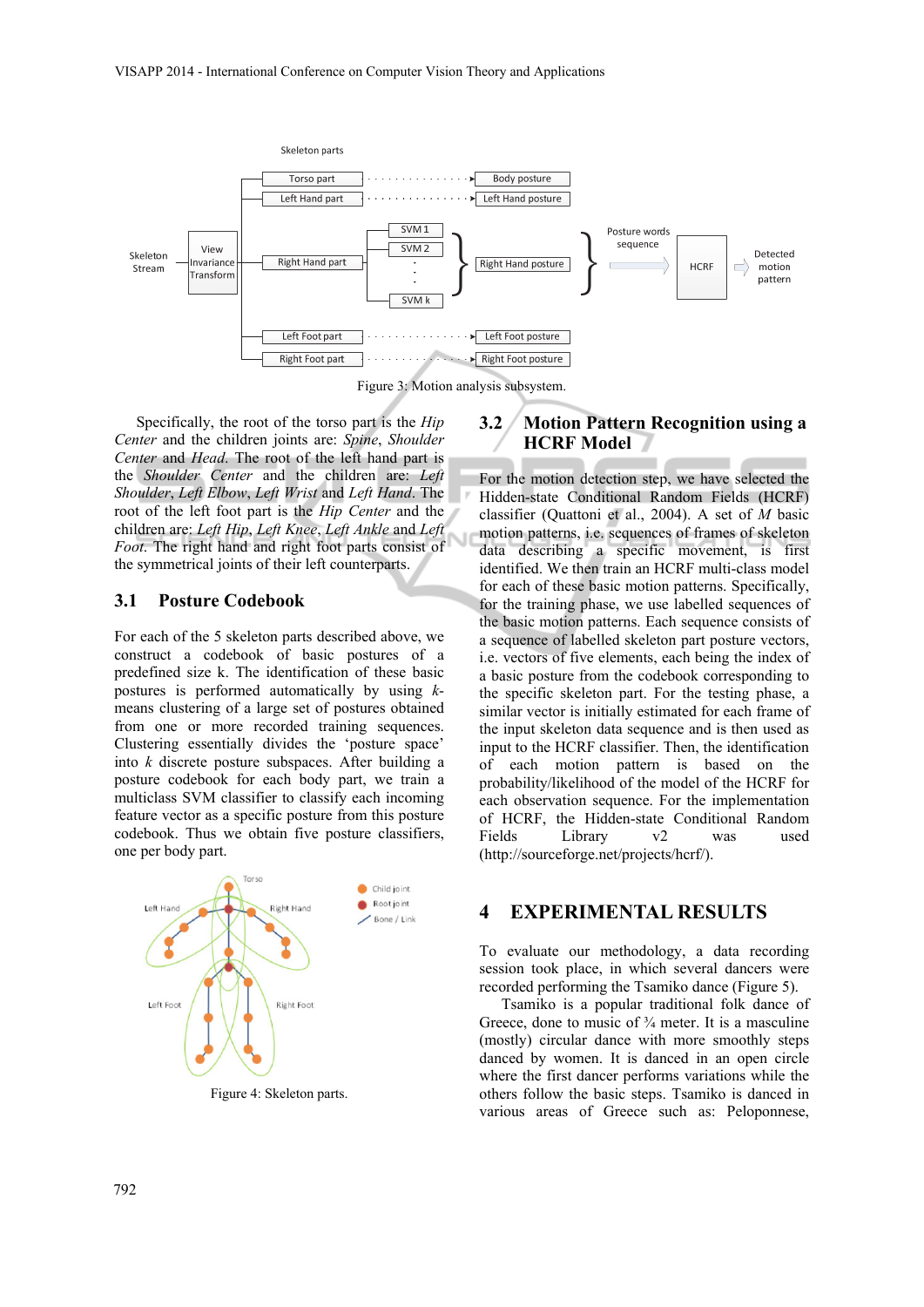Figure 3: Motion analysis subsystem.

Specifically, the root of the torso part is the *Hip Center* and the children joints are: *Spine*, *Shoulder Center* and *Head*. The root of the left hand part is the *Shoulder Center* and the children are: *Left Shoulder*, *Left Elbow*, *Left Wrist* and *Left Hand*. The root of the left foot part is the *Hip Center* and the children are: *Left Hip*, *Left Knee*, *Left Ankle* and *Left Foot*. The right hand and right foot parts consist of the symmetrical joints of their left counterparts.

## 3.1 Posture Codebook

For each of the 5 skeleton parts described above, we construct a codebook of basic postures of a predefined size k. The identification of these basic postures is performed automatically by using *k*-means clustering of a large set of postures obtained from one or more recorded training sequences. Clustering essentially divides the 'posture space' into *k* discrete posture subspaces. After building a posture codebook for each body part, we train a multiclass SVM classifier to classify each incoming feature vector as a specific posture from this posture codebook. Thus we obtain five posture classifiers, one per body part.

Figure 4: Skeleton parts.

## 3.2 Motion Pattern Recognition using a HCRF Model

For the motion detection step, we have selected the Hidden-state Conditional Random Fields (HCRF) classifier (Quattoni et al., 2004). A set of *M* basic motion patterns, i.e. sequences of frames of skeleton data describing a specific movement, is first identified. We then train an HCRF multi-class model for each of these basic motion patterns. Specifically, for the training phase, we use labelled sequences of the basic motion patterns. Each sequence consists of a sequence of labelled skeleton part posture vectors, i.e. vectors of five elements, each being the index of a basic posture from the codebook corresponding to the specific skeleton part. For the testing phase, a similar vector is initially estimated for each frame of the input skeleton data sequence and is then used as input to the HCRF classifier. Then, the identification of each motion pattern is based on the probability/likelihood of the model of the HCRF for each observation sequence. For the implementation of HCRF, the Hidden-state Conditional Random Fields Library v2 was used (http://sourceforge.net/projects/hcrf/).

# 4 EXPERIMENTAL RESULTS

To evaluate our methodology, a data recording session took place, in which several dancers were recorded performing the Tsamiko dance (Figure 5).

Tsamiko is a popular traditional folk dance of Greece, done to music of ¾ meter. It is a masculine (mostly) circular dance with more smoothly steps danced by women. It is danced in an open circle where the first dancer performs variations while the others follow the basic steps. Tsamiko is danced in various areas of Greece such as: Peloponnese,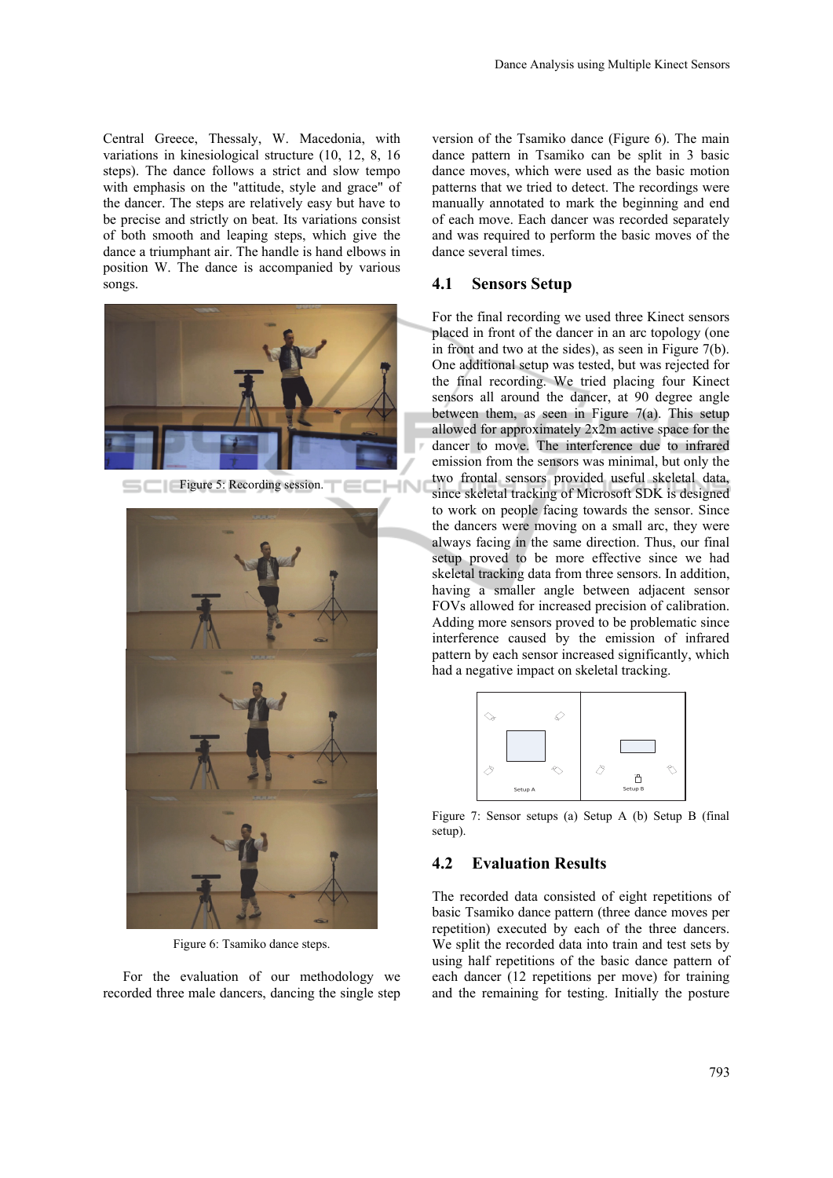Central Greece, Thessaly, W. Macedonia, with variations in kinesiological structure (10, 12, 8, 16 steps). The dance follows a strict and slow tempo with emphasis on the "attitude, style and grace" of the dancer. The steps are relatively easy but have to be precise and strictly on beat. Its variations consist of both smooth and leaping steps, which give the dance a triumphant air. The handle is hand elbows in position W. The dance is accompanied by various songs.

Figure 5: Recording session.

Figure 6: Tsamiko dance steps.

For the evaluation of our methodology we recorded three male dancers, dancing the single step version of the Tsamiko dance (Figure 6). The main dance pattern in Tsamiko can be split in 3 basic dance moves, which were used as the basic motion patterns that we tried to detect. The recordings were manually annotated to mark the beginning and end of each move. Each dancer was recorded separately and was required to perform the basic moves of the dance several times.

## 4.1 Sensors Setup

For the final recording we used three Kinect sensors placed in front of the dancer in an arc topology (one in front and two at the sides), as seen in Figure 7(b). One additional setup was tested, but was rejected for the final recording. We tried placing four Kinect sensors all around the dancer, at 90 degree angle between them, as seen in Figure 7(a). This setup allowed for approximately 2x2m active space for the dancer to move. The interference due to infrared emission from the sensors was minimal, but only the two frontal sensors provided useful skeletal data, since skeletal tracking of Microsoft SDK is designed to work on people facing towards the sensor. Since the dancers were moving on a small arc, they were always facing in the same direction. Thus, our final setup proved to be more effective since we had skeletal tracking data from three sensors. In addition, having a smaller angle between adjacent sensor FOVs allowed for increased precision of calibration. Adding more sensors proved to be problematic since interference caused by the emission of infrared pattern by each sensor increased significantly, which had a negative impact on skeletal tracking.

Figure 7: Sensor setups (a) Setup A (b) Setup B (final setup).

## 4.2 Evaluation Results

The recorded data consisted of eight repetitions of basic Tsamiko dance pattern (three dance moves per repetition) executed by each of the three dancers. We split the recorded data into train and test sets by using half repetitions of the basic dance pattern of each dancer (12 repetitions per move) for training and the remaining for testing. Initially the posture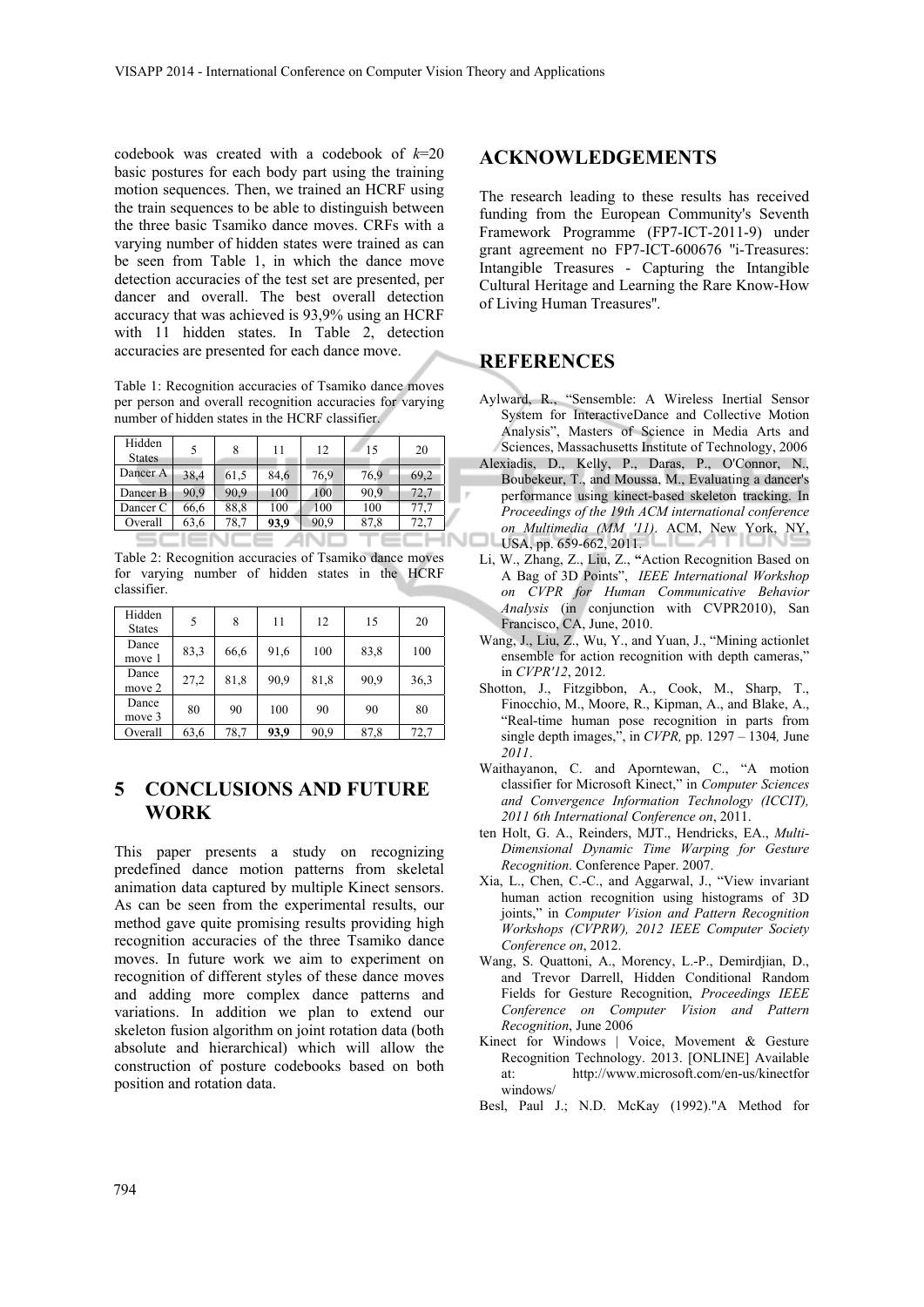codebook was created with a codebook of $k$=20 basic postures for each body part using the training motion sequences. Then, we trained an HCRF using the train sequences to be able to distinguish between the three basic Tsamiko dance moves. CRFs with a varying number of hidden states were trained as can be seen from Table 1, in which the dance move detection accuracies of the test set are presented, per dancer and overall. The best overall detection accuracy that was achieved is 93,9% using an HCRF with 11 hidden states. In Table 2, detection accuracies are presented for each dance move.

Table 1: Recognition accuracies of Tsamiko dance moves per person and overall recognition accuracies for varying number of hidden states in the HCRF classifier.

| Hidden States | 5 | 8 | 11 | 12 | 15 | 20 |
|---|---|---|---|---|---|---|
| Dancer A | 38,4 | 61,5 | 84,6 | 76,9 | 76,9 | 69,2 |
| Dancer B | 90,9 | 90,9 | 100 | 100 | 90,9 | 72,7 |
| Dancer C | 66,6 | 88,8 | 100 | 100 | 100 | 77,7 |
| Overall | 63,6 | 78,7 | **93,9** | 90,9 | 87,8 | 72,7 |

Table 2: Recognition accuracies of Tsamiko dance moves for varying number of hidden states in the HCRF classifier.

| Hidden States | 5 | 8 | 11 | 12 | 15 | 20 |
|---|---|---|---|---|---|---|
| Dance move 1 | 83,3 | 66,6 | 91,6 | 100 | 83,8 | 100 |
| Dance move 2 | 27,2 | 81,8 | 90,9 | 81,8 | 90,9 | 36,3 |
| Dance move 3 | 80 | 90 | 100 | 90 | 90 | 80 |
| Overall | 63,6 | 78,7 | **93,9** | 90,9 | 87,8 | 72,7 |

## 5 CONCLUSIONS AND FUTURE WORK

This paper presents a study on recognizing predefined dance motion patterns from skeletal animation data captured by multiple Kinect sensors. As can be seen from the experimental results, our method gave quite promising results providing high recognition accuracies of the three Tsamiko dance moves. In future work we aim to experiment on recognition of different styles of these dance moves and adding more complex dance patterns and variations. In addition we plan to extend our skeleton fusion algorithm on joint rotation data (both absolute and hierarchical) which will allow the construction of posture codebooks based on both position and rotation data.

## ACKNOWLEDGEMENTS

The research leading to these results has received funding from the European Community's Seventh Framework Programme (FP7-ICT-2011-9) under grant agreement no FP7-ICT-600676 "i-Treasures: Intangible Treasures - Capturing the Intangible Cultural Heritage and Learning the Rare Know-How of Living Human Treasures".

## REFERENCES

Aylward, R., "Sensemble: A Wireless Inertial Sensor System for InteractiveDance and Collective Motion Analysis", Masters of Science in Media Arts and Sciences, Massachusetts Institute of Technology, 2006

Alexiadis, D., Kelly, P., Daras, P., O'Connor, N., Boubekeur, T., and Moussa, M., Evaluating a dancer's performance using kinect-based skeleton tracking. In *Proceedings of the 19th ACM international conference on Multimedia (MM '11)*. ACM, New York, NY, USA, pp. 659-662, 2011.

Li, W., Zhang, Z., Liu, Z., **"**Action Recognition Based on A Bag of 3D Points", *IEEE International Workshop on CVPR for Human Communicative Behavior Analysis* (in conjunction with CVPR2010), San Francisco, CA, June, 2010.

Wang, J., Liu, Z., Wu, Y., and Yuan, J., "Mining actionlet ensemble for action recognition with depth cameras," in *CVPR'12*, 2012.

Shotton, J., Fitzgibbon, A., Cook, M., Sharp, T., Finocchio, M., Moore, R., Kipman, A., and Blake, A., "Real-time human pose recognition in parts from single depth images,", in *CVPR,* pp. 1297 – 1304*,* June *2011*.

Waithayanon, C. and Aporntewan, C., "A motion classifier for Microsoft Kinect," in *Computer Sciences and Convergence Information Technology (ICCIT), 2011 6th International Conference on*, 2011.

ten Holt, G. A., Reinders, MJT., Hendricks, EA., *Multi-Dimensional Dynamic Time Warping for Gesture Recognition*. Conference Paper. 2007.

Xia, L., Chen, C.-C., and Aggarwal, J., "View invariant human action recognition using histograms of 3D joints," in *Computer Vision and Pattern Recognition Workshops (CVPRW), 2012 IEEE Computer Society Conference on*, 2012.

Wang, S. Quattoni, A., Morency, L.-P., Demirdjian, D., and Trevor Darrell, Hidden Conditional Random Fields for Gesture Recognition, *Proceedings IEEE Conference on Computer Vision and Pattern Recognition*, June 2006

Kinect for Windows | Voice, Movement & Gesture Recognition Technology. 2013. [ONLINE] Available at: http://www.microsoft.com/en-us/kinectforwindows/

Besl, Paul J.; N.D. McKay (1992)."A Method for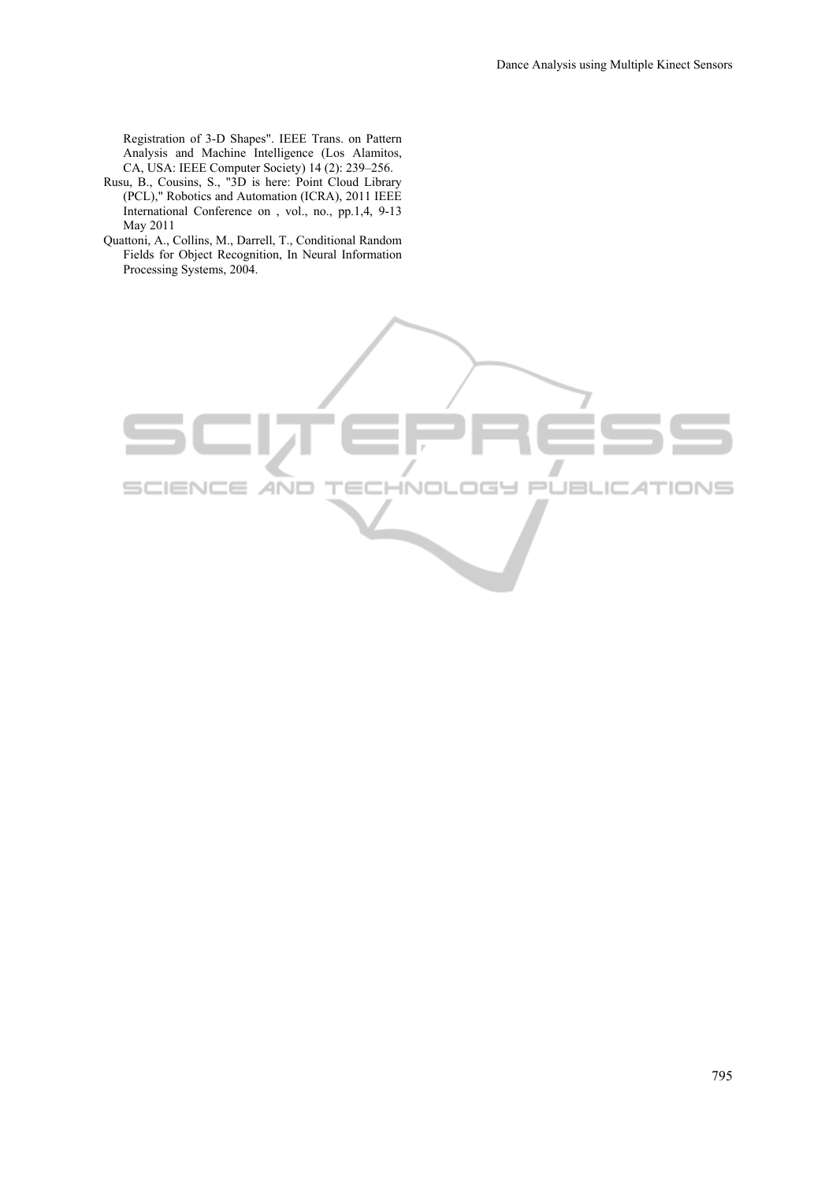Registration of 3-D Shapes". IEEE Trans. on Pattern Analysis and Machine Intelligence (Los Alamitos, CA, USA: IEEE Computer Society) 14 (2): 239–256.

Rusu, B., Cousins, S., "3D is here: Point Cloud Library (PCL)," Robotics and Automation (ICRA), 2011 IEEE International Conference on , vol., no., pp.1,4, 9-13 May 2011

Quattoni, A., Collins, M., Darrell, T., Conditional Random Fields for Object Recognition, In Neural Information Processing Systems, 2004.